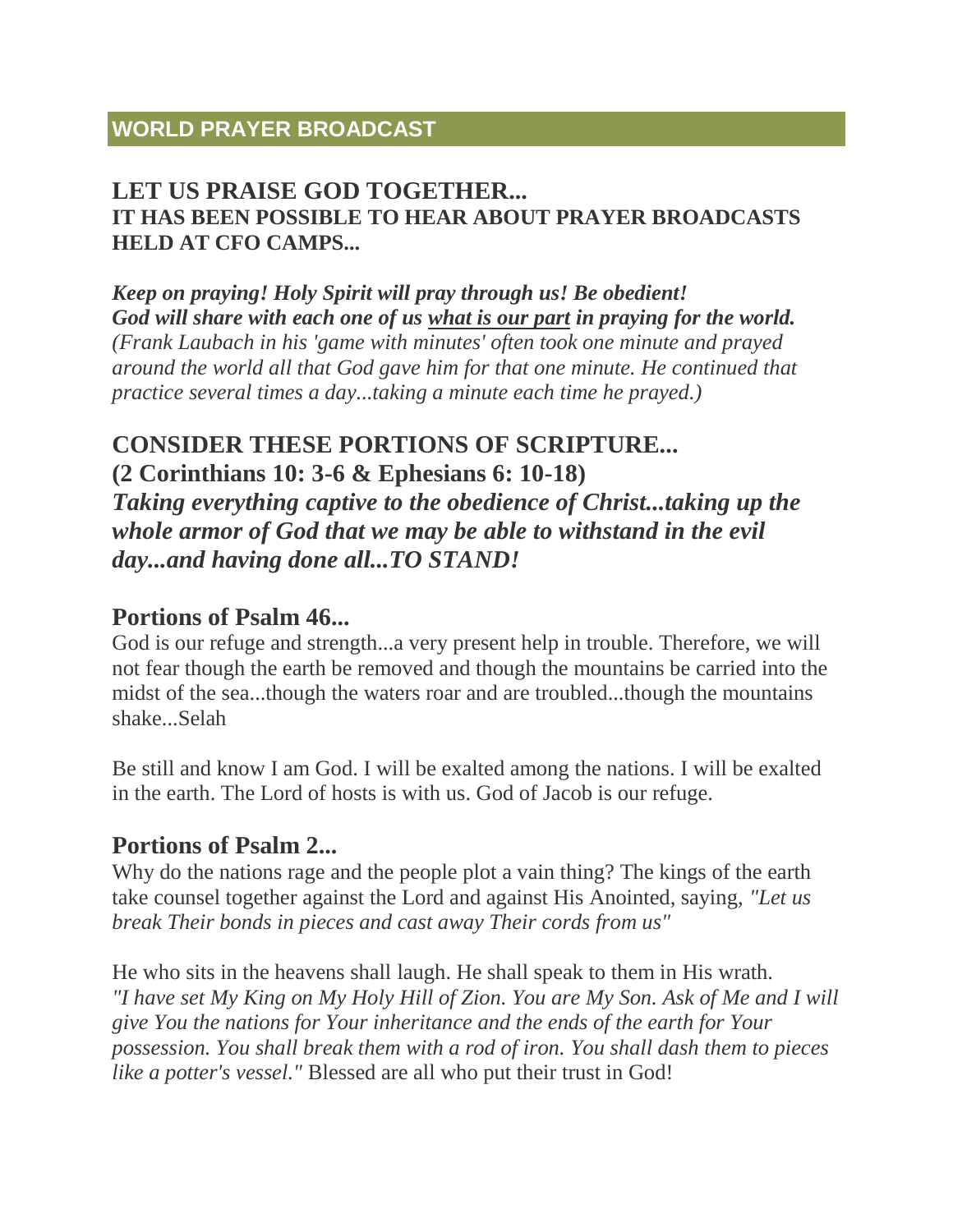## WORLD PRAYER BROADCAST

### LET US PRAISE GOD TOGETHER...

**IT HAS BEEN POSSIBLE TO HEAR ABOUT PRAYER BROADCASTS HELD AT CFO CAMPS...**

***Keep on praying! Holy Spirit will pray through us! Be obedient!***
***God will share with each one of us <u>what is our part</u> in praying for the world.***
*(Frank Laubach in his 'game with minutes' often took one minute and prayed around the world all that God gave him for that one minute. He continued that practice several times a day...taking a minute each time he prayed.)*

### CONSIDER THESE PORTIONS OF SCRIPTURE...

**(2 Corinthians 10: 3-6 & Ephesians 6: 10-18)**
***Taking everything captive to the obedience of Christ...taking up the whole armor of God that we may be able to withstand in the evil day...and having done all...TO STAND!***

### Portions of Psalm 46...

God is our refuge and strength...a very present help in trouble. Therefore, we will not fear though the earth be removed and though the mountains be carried into the midst of the sea...though the waters roar and are troubled...though the mountains shake...Selah

Be still and know I am God. I will be exalted among the nations. I will be exalted in the earth. The Lord of hosts is with us. God of Jacob is our refuge.

### Portions of Psalm 2...

Why do the nations rage and the people plot a vain thing? The kings of the earth take counsel together against the Lord and against His Anointed, saying, *"Let us break Their bonds in pieces and cast away Their cords from us"*

He who sits in the heavens shall laugh. He shall speak to them in His wrath. *"I have set My King on My Holy Hill of Zion. You are My Son. Ask of Me and I will give You the nations for Your inheritance and the ends of the earth for Your possession. You shall break them with a rod of iron. You shall dash them to pieces like a potter's vessel."* Blessed are all who put their trust in God!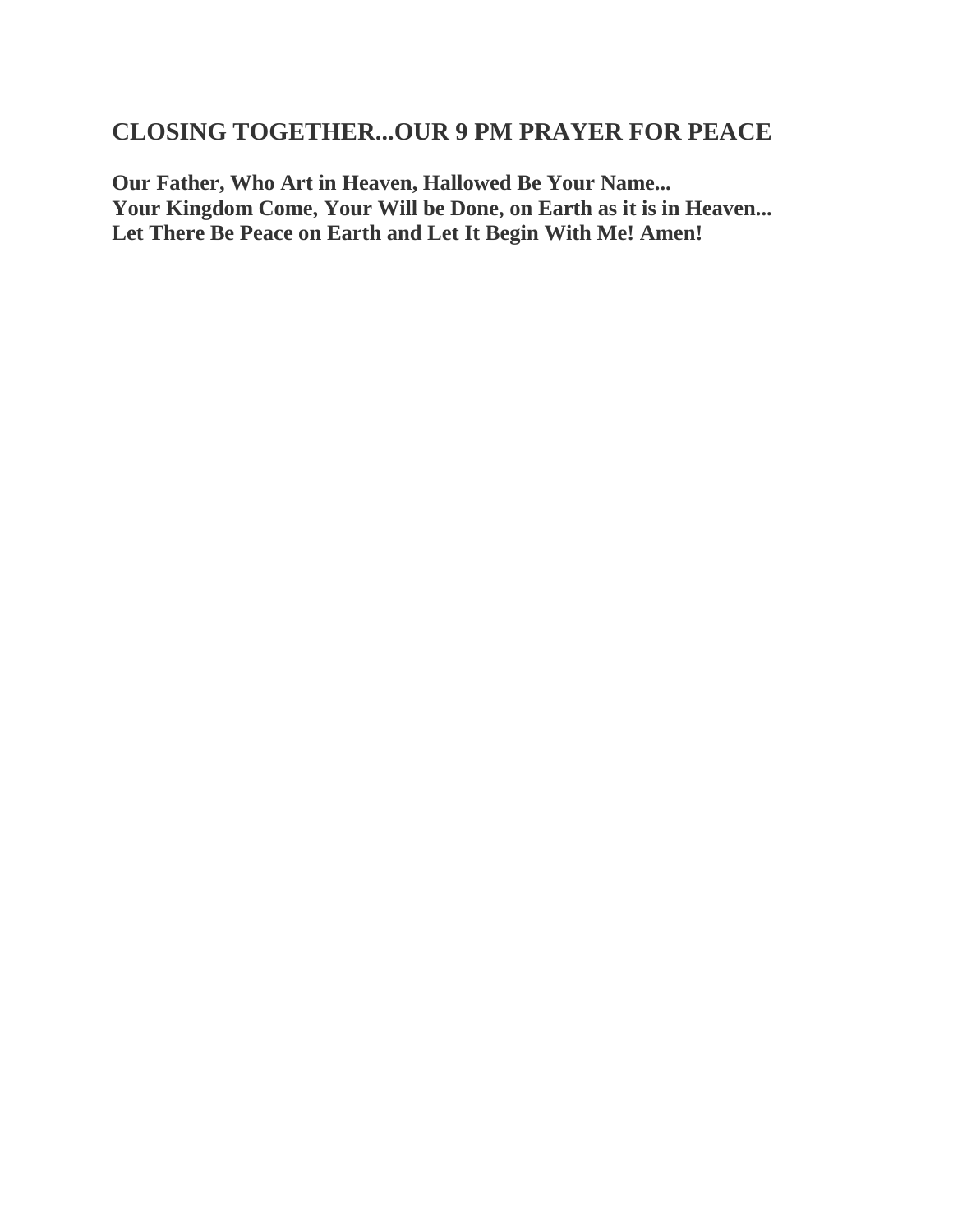## CLOSING TOGETHER...OUR 9 PM PRAYER FOR PEACE

**Our Father, Who Art in Heaven, Hallowed Be Your Name...**
**Your Kingdom Come, Your Will be Done, on Earth as it is in Heaven...**
**Let There Be Peace on Earth and Let It Begin With Me! Amen!**